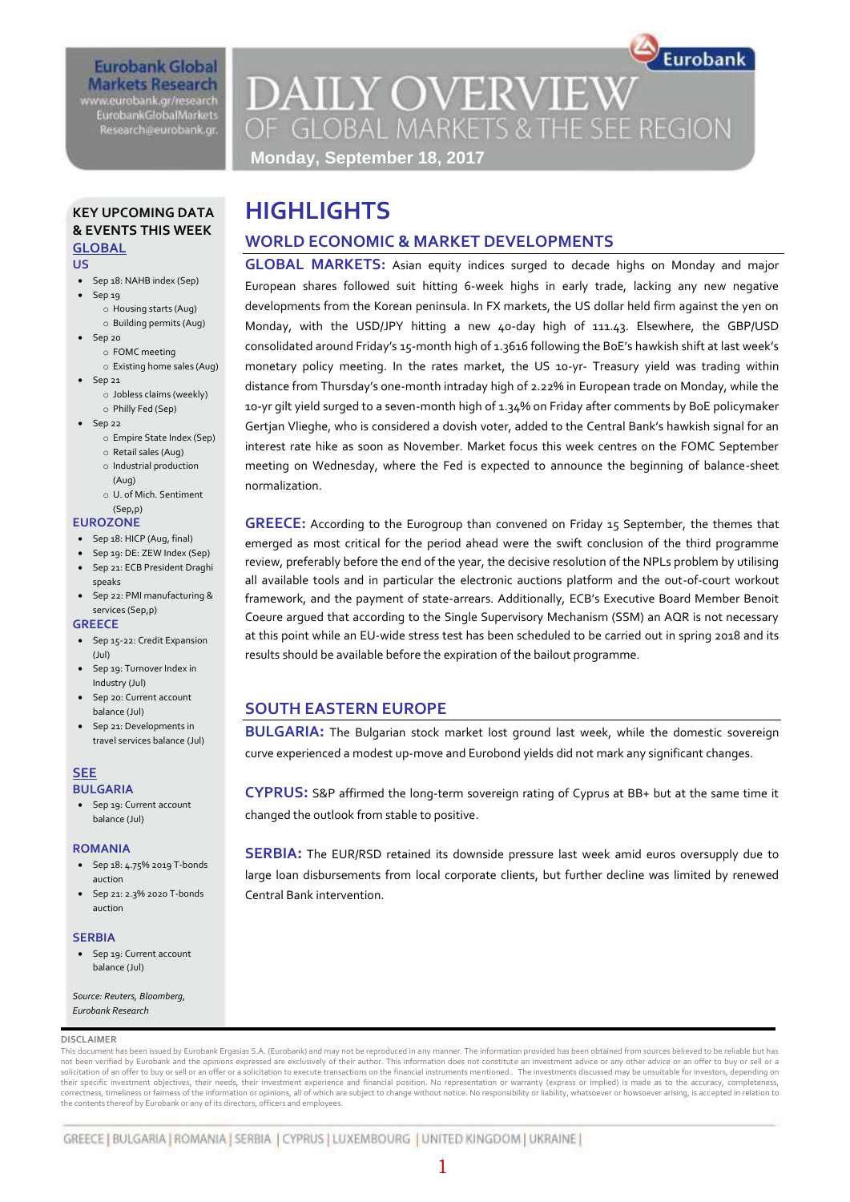Eurobank Global Markets Research
www.eurobank.gr/research
EurobankGlobalMarkets
Research@eurobank.gr

# DAILY OVERVIEW OF GLOBAL MARKETS & THE SEE REGION

**Monday, September 18, 2017**

## KEY UPCOMING DATA & EVENTS THIS WEEK

### GLOBAL

**US**

- Sep 18: NAHB index (Sep)
- Sep 19
  - Housing starts (Aug)
  - Building permits (Aug)
- Sep 20
  - FOMC meeting
  - Existing home sales (Aug)
- Sep 21
  - Jobless claims (weekly)
  - Philly Fed (Sep)
- Sep 22
  - Empire State Index (Sep)
  - Retail sales (Aug)
  - Industrial production (Aug)
  - U. of Mich. Sentiment (Sep,p)

**EUROZONE**

- Sep 18: HICP (Aug, final)
- Sep 19: DE: ZEW Index (Sep)
- Sep 21: ECB President Draghi speaks
- Sep 22: PMI manufacturing & services (Sep,p)

**GREECE**

- Sep 15-22: Credit Expansion (Jul)
- Sep 19: Turnover Index in Industry (Jul)
- Sep 20: Current account balance (Jul)
- Sep 21: Developments in travel services balance (Jul)

### SEE

**BULGARIA**

- Sep 19: Current account balance (Jul)

**ROMANIA**

- Sep 18: 4.75% 2019 T-bonds auction
- Sep 21: 2.3% 2020 T-bonds auction

**SERBIA**

- Sep 19: Current account balance (Jul)

*Source: Reuters, Bloomberg, Eurobank Research*

# HIGHLIGHTS

## WORLD ECONOMIC & MARKET DEVELOPMENTS

**GLOBAL MARKETS:** Asian equity indices surged to decade highs on Monday and major European shares followed suit hitting 6-week highs in early trade, lacking any new negative developments from the Korean peninsula. In FX markets, the US dollar held firm against the yen on Monday, with the USD/JPY hitting a new 40-day high of 111.43. Elsewhere, the GBP/USD consolidated around Friday's 15-month high of 1.3616 following the BoE's hawkish shift at last week's monetary policy meeting. In the rates market, the US 10-yr- Treasury yield was trading within distance from Thursday's one-month intraday high of 2.22% in European trade on Monday, while the 10-yr gilt yield surged to a seven-month high of 1.34% on Friday after comments by BoE policymaker Gertjan Vlieghe, who is considered a dovish voter, added to the Central Bank's hawkish signal for an interest rate hike as soon as November. Market focus this week centres on the FOMC September meeting on Wednesday, where the Fed is expected to announce the beginning of balance-sheet normalization.

**GREECE:** According to the Eurogroup than convened on Friday 15 September, the themes that emerged as most critical for the period ahead were the swift conclusion of the third programme review, preferably before the end of the year, the decisive resolution of the NPLs problem by utilising all available tools and in particular the electronic auctions platform and the out-of-court workout framework, and the payment of state-arrears. Additionally, ECB's Executive Board Member Benoit Coeure argued that according to the Single Supervisory Mechanism (SSM) an AQR is not necessary at this point while an EU-wide stress test has been scheduled to be carried out in spring 2018 and its results should be available before the expiration of the bailout programme.

## SOUTH EASTERN EUROPE

**BULGARIA:** The Bulgarian stock market lost ground last week, while the domestic sovereign curve experienced a modest up-move and Eurobond yields did not mark any significant changes.

**CYPRUS:** S&P affirmed the long-term sovereign rating of Cyprus at BB+ but at the same time it changed the outlook from stable to positive.

**SERBIA:** The EUR/RSD retained its downside pressure last week amid euros oversupply due to large loan disbursements from local corporate clients, but further decline was limited by renewed Central Bank intervention.

**DISCLAIMER**

This document has been issued by Eurobank Ergasias S.A. (Eurobank) and may not be reproduced in any manner. The information provided has been obtained from sources believed to be reliable but has not been verified by Eurobank and the opinions expressed are exclusively of their author. This information does not constitute an investment advice or any other advice or an offer to buy or sell or a solicitation of an offer to buy or sell or an offer or a solicitation to execute transactions on the financial instruments mentioned.. The investments discussed may be unsuitable for investors, depending on their specific investment objectives, their needs, their investment experience and financial position. No representation or warranty (express or implied) is made as to the accuracy, completeness, correctness, timeliness or fairness of the information or opinions, all of which are subject to change without notice. No responsibility or liability, whatsoever or howsoever arising, is accepted in relation to the contents thereof by Eurobank or any of its directors, officers and employees.

GREECE | BULGARIA | ROMANIA | SERBIA | CYPRUS | LUXEMBOURG | UNITED KINGDOM | UKRAINE |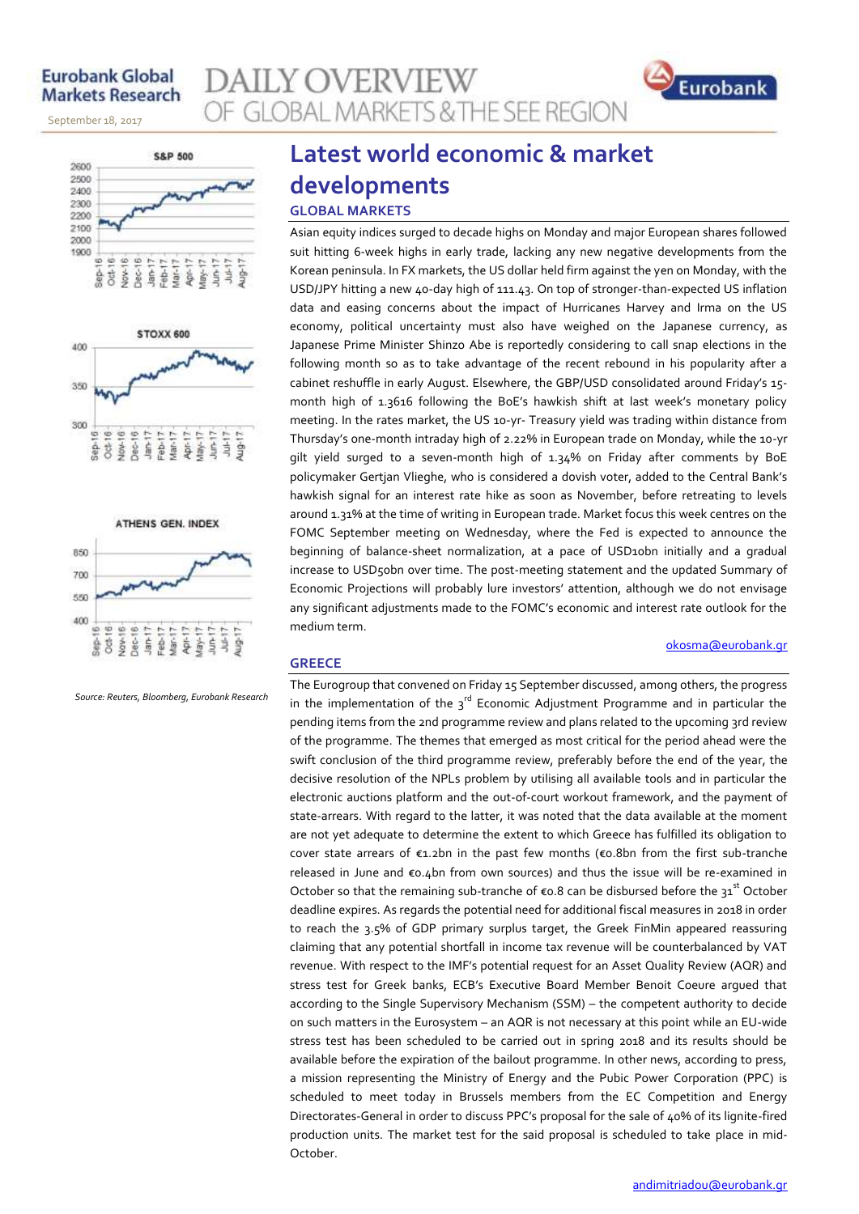# Latest world economic & market developments

## GLOBAL MARKETS

Asian equity indices surged to decade highs on Monday and major European shares followed suit hitting 6-week highs in early trade, lacking any new negative developments from the Korean peninsula. In FX markets, the US dollar held firm against the yen on Monday, with the USD/JPY hitting a new 40-day high of 111.43. On top of stronger-than-expected US inflation data and easing concerns about the impact of Hurricanes Harvey and Irma on the US economy, political uncertainty must also have weighed on the Japanese currency, as Japanese Prime Minister Shinzo Abe is reportedly considering to call snap elections in the following month so as to take advantage of the recent rebound in his popularity after a cabinet reshuffle in early August. Elsewhere, the GBP/USD consolidated around Friday's 15-month high of 1.3616 following the BoE's hawkish shift at last week's monetary policy meeting. In the rates market, the US 10-yr- Treasury yield was trading within distance from Thursday's one-month intraday high of 2.22% in European trade on Monday, while the 10-yr gilt yield surged to a seven-month high of 1.34% on Friday after comments by BoE policymaker Gertjan Vlieghe, who is considered a dovish voter, added to the Central Bank's hawkish signal for an interest rate hike as soon as November, before retreating to levels around 1.31% at the time of writing in European trade. Market focus this week centres on the FOMC September meeting on Wednesday, where the Fed is expected to announce the beginning of balance-sheet normalization, at a pace of USD10bn initially and a gradual increase to USD50bn over time. The post-meeting statement and the updated Summary of Economic Projections will probably lure investors' attention, although we do not envisage any significant adjustments made to the FOMC's economic and interest rate outlook for the medium term.

okosma@eurobank.gr

## GREECE

The Eurogroup that convened on Friday 15 September discussed, among others, the progress in the implementation of the 3rd Economic Adjustment Programme and in particular the pending items from the 2nd programme review and plans related to the upcoming 3rd review of the programme. The themes that emerged as most critical for the period ahead were the swift conclusion of the third programme review, preferably before the end of the year, the decisive resolution of the NPLs problem by utilising all available tools and in particular the electronic auctions platform and the out-of-court workout framework, and the payment of state-arrears. With regard to the latter, it was noted that the data available at the moment are not yet adequate to determine the extent to which Greece has fulfilled its obligation to cover state arrears of €1.2bn in the past few months (€0.8bn from the first sub-tranche released in June and €0.4bn from own sources) and thus the issue will be re-examined in October so that the remaining sub-tranche of €0.8 can be disbursed before the 31st October deadline expires. As regards the potential need for additional fiscal measures in 2018 in order to reach the 3.5% of GDP primary surplus target, the Greek FinMin appeared reassuring claiming that any potential shortfall in income tax revenue will be counterbalanced by VAT revenue. With respect to the IMF's potential request for an Asset Quality Review (AQR) and stress test for Greek banks, ECB's Executive Board Member Benoit Coeure argued that according to the Single Supervisory Mechanism (SSM) – the competent authority to decide on such matters in the Eurosystem – an AQR is not necessary at this point while an EU-wide stress test has been scheduled to be carried out in spring 2018 and its results should be available before the expiration of the bailout programme. In other news, according to press, a mission representing the Ministry of Energy and the Pubic Power Corporation (PPC) is scheduled to meet today in Brussels members from the EC Competition and Energy Directorates-General in order to discuss PPC's proposal for the sale of 40% of its lignite-fired production units. The market test for the said proposal is scheduled to take place in mid-October.

andimitriadou@eurobank.gr

*Source: Reuters, Bloomberg, Eurobank Research*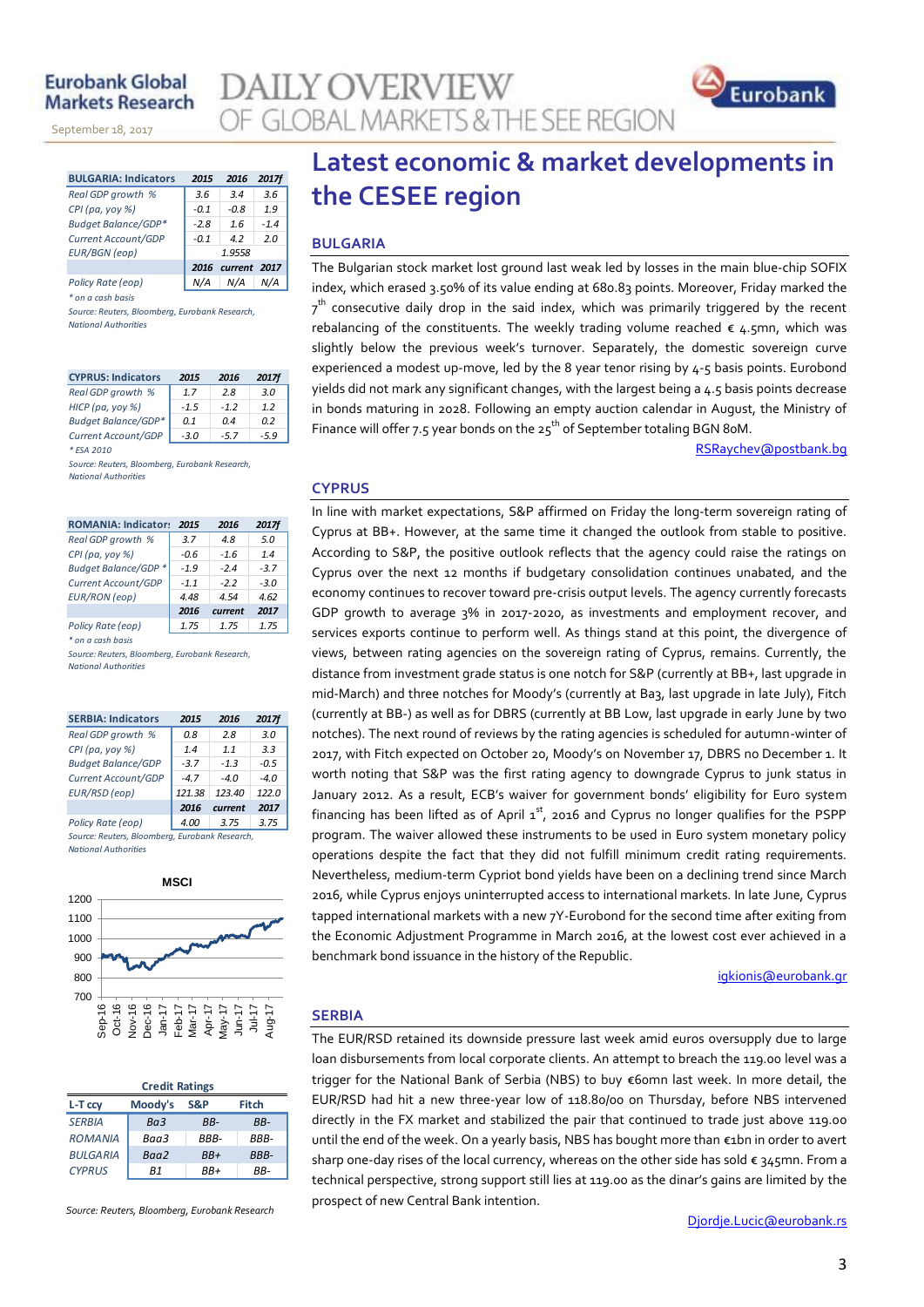## Latest economic & market developments in the CESEE region

| BULGARIA: Indicators | 2015 | 2016 | 2017f |
|---|---|---|---|
| Real GDP growth % | 3.6 | 3.4 | 3.6 |
| CPI (pa, yoy %) | -0.1 | -0.8 | 1.9 |
| Budget Balance/GDP* | -2.8 | 1.6 | -1.4 |
| Current Account/GDP | -0.1 | 4.2 | 2.0 |
| EUR/BGN (eop) | 1.9558 | | |
| | 2016 | current | 2017 |
| Policy Rate (eop) | N/A | N/A | N/A |

\* on a cash basis

Source: Reuters, Bloomberg, Eurobank Research, National Authorities

| CYPRUS: Indicators | 2015 | 2016 | 2017f |
|---|---|---|---|
| Real GDP growth % | 1.7 | 2.8 | 3.0 |
| HICP (pa, yoy %) | -1.5 | -1.2 | 1.2 |
| Budget Balance/GDP* | 0.1 | 0.4 | 0.2 |
| Current Account/GDP | -3.0 | -5.7 | -5.9 |

\* ESA 2010

Source: Reuters, Bloomberg, Eurobank Research, National Authorities

| ROMANIA: Indicators | 2015 | 2016 | 2017f |
|---|---|---|---|
| Real GDP growth % | 3.7 | 4.8 | 5.0 |
| CPI (pa, yoy %) | -0.6 | -1.6 | 1.4 |
| Budget Balance/GDP * | -1.9 | -2.4 | -3.7 |
| Current Account/GDP | -1.1 | -2.2 | -3.0 |
| EUR/RON (eop) | 4.48 | 4.54 | 4.62 |
| | 2016 | current | 2017 |
| Policy Rate (eop) | 1.75 | 1.75 | 1.75 |

\* on a cash basis

Source: Reuters, Bloomberg, Eurobank Research, National Authorities

| SERBIA: Indicators | 2015 | 2016 | 2017f |
|---|---|---|---|
| Real GDP growth % | 0.8 | 2.8 | 3.0 |
| CPI (pa, yoy %) | 1.4 | 1.1 | 3.3 |
| Budget Balance/GDP | -3.7 | -1.3 | -0.5 |
| Current Account/GDP | -4.7 | -4.0 | -4.0 |
| EUR/RSD (eop) | 121.38 | 123.40 | 122.0 |
| | 2016 | current | 2017 |
| Policy Rate (eop) | 4.00 | 3.75 | 3.75 |

Source: Reuters, Bloomberg, Eurobank Research, National Authorities

**Credit Ratings**

| L-T ccy | Moody's | S&P | Fitch |
|---|---|---|---|
| SERBIA | Ba3 | BB- | BB- |
| ROMANIA | Baa3 | BBB- | BBB- |
| BULGARIA | Baa2 | BB+ | BBB- |
| CYPRUS | B1 | BB+ | BB- |

Source: Reuters, Bloomberg, Eurobank Research

### BULGARIA

The Bulgarian stock market lost ground last weak led by losses in the main blue-chip SOFIX index, which erased 3.50% of its value ending at 680.83 points. Moreover, Friday marked the 7th consecutive daily drop in the said index, which was primarily triggered by the recent rebalancing of the constituents. The weekly trading volume reached € 4.5mn, which was slightly below the previous week's turnover. Separately, the domestic sovereign curve experienced a modest up-move, led by the 8 year tenor rising by 4-5 basis points. Eurobond yields did not mark any significant changes, with the largest being a 4.5 basis points decrease in bonds maturing in 2028. Following an empty auction calendar in August, the Ministry of Finance will offer 7.5 year bonds on the 25th of September totaling BGN 80M.

RSRaychev@postbank.bg

### CYPRUS

In line with market expectations, S&P affirmed on Friday the long-term sovereign rating of Cyprus at BB+. However, at the same time it changed the outlook from stable to positive. According to S&P, the positive outlook reflects that the agency could raise the ratings on Cyprus over the next 12 months if budgetary consolidation continues unabated, and the economy continues to recover toward pre-crisis output levels. The agency currently forecasts GDP growth to average 3% in 2017-2020, as investments and employment recover, and services exports continue to perform well. As things stand at this point, the divergence of views, between rating agencies on the sovereign rating of Cyprus, remains. Currently, the distance from investment grade status is one notch for S&P (currently at BB+, last upgrade in mid-March) and three notches for Moody's (currently at Ba3, last upgrade in late July), Fitch (currently at BB-) as well as for DBRS (currently at BB Low, last upgrade in early June by two notches). The next round of reviews by the rating agencies is scheduled for autumn-winter of 2017, with Fitch expected on October 20, Moody's on November 17, DBRS no December 1. It worth noting that S&P was the first rating agency to downgrade Cyprus to junk status in January 2012. As a result, ECB's waiver for government bonds' eligibility for Euro system financing has been lifted as of April 1st, 2016 and Cyprus no longer qualifies for the PSPP program. The waiver allowed these instruments to be used in Euro system monetary policy operations despite the fact that they did not fulfill minimum credit rating requirements. Nevertheless, medium-term Cypriot bond yields have been on a declining trend since March 2016, while Cyprus enjoys uninterrupted access to international markets. In late June, Cyprus tapped international markets with a new 7Y-Eurobond for the second time after exiting from the Economic Adjustment Programme in March 2016, at the lowest cost ever achieved in a benchmark bond issuance in the history of the Republic.

igkionis@eurobank.gr

### SERBIA

The EUR/RSD retained its downside pressure last week amid euros oversupply due to large loan disbursements from local corporate clients. An attempt to breach the 119.00 level was a trigger for the National Bank of Serbia (NBS) to buy €60mn last week. In more detail, the EUR/RSD had hit a new three-year low of 118.80/00 on Thursday, before NBS intervened directly in the FX market and stabilized the pair that continued to trade just above 119.00 until the end of the week. On a yearly basis, NBS has bought more than €1bn in order to avert sharp one-day rises of the local currency, whereas on the other side has sold € 345mn. From a technical perspective, strong support still lies at 119.00 as the dinar's gains are limited by the prospect of new Central Bank intention.

Djordje.Lucic@eurobank.rs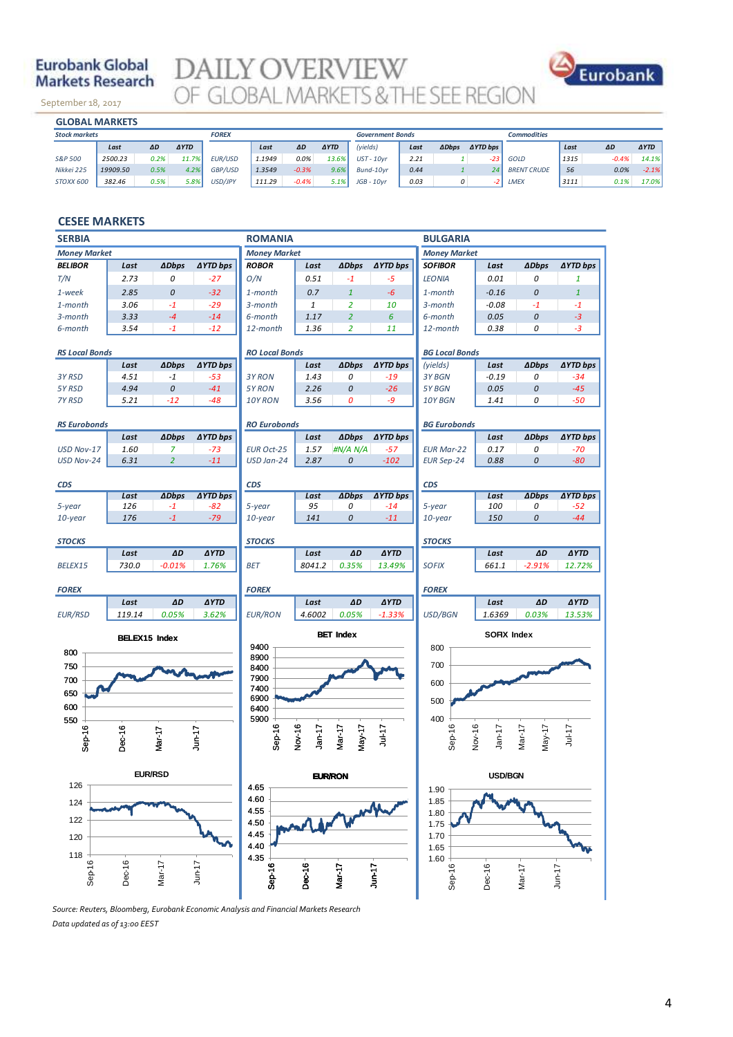Eurobank Global Markets Research

# DAILY OVERVIEW OF GLOBAL MARKETS & THE SEE REGION

September 18, 2017

## GLOBAL MARKETS

| Stock markets | Last | ΔD | ΔYTD | FOREX | Last | ΔD | ΔYTD | Government Bonds (yields) | Last | ΔDbps | ΔYTD bps | Commodities | Last | ΔD | ΔYTD |
|---|---|---|---|---|---|---|---|---|---|---|---|---|---|---|---|
| S&P 500 | 2500.23 | 0.2% | 11.7% | EUR/USD | 1.1949 | 0.0% | 13.6% | UST - 10yr | 2.21 | 1 | -23 | GOLD | 1315 | -0.4% | 14.1% |
| Nikkei 225 | 19909.50 | 0.5% | 4.2% | GBP/USD | 1.3549 | -0.3% | 9.6% | Bund-10yr | 0.44 | 1 | 24 | BRENT CRUDE | 56 | 0.0% | -2.1% |
| STOXX 600 | 382.46 | 0.5% | 5.8% | USD/JPY | 111.29 | -0.4% | 5.1% | JGB - 10yr | 0.03 | 0 | -2 | LMEX | 3111 | 0.1% | 17.0% |

## CESEE MARKETS

### SERBIA

**Money Market**

| BELIBOR | Last | ΔDbps | ΔYTD bps |
|---|---|---|---|
| T/N | 2.73 | 0 | -27 |
| 1-week | 2.85 | 0 | -32 |
| 1-month | 3.06 | -1 | -29 |
| 3-month | 3.33 | -4 | -14 |
| 6-month | 3.54 | -1 | -12 |

**RS Local Bonds**

| | Last | ΔDbps | ΔYTD bps |
|---|---|---|---|
| 3Y RSD | 4.51 | -1 | -53 |
| 5Y RSD | 4.94 | 0 | -41 |
| 7Y RSD | 5.21 | -12 | -48 |

**RS Eurobonds**

| | Last | ΔDbps | ΔYTD bps |
|---|---|---|---|
| USD Nov-17 | 1.60 | 7 | -73 |
| USD Nov-24 | 6.31 | 2 | -11 |

**CDS**

| | Last | ΔDbps | ΔYTD bps |
|---|---|---|---|
| 5-year | 126 | -1 | -82 |
| 10-year | 176 | -1 | -79 |

**STOCKS**

| | Last | ΔD | ΔYTD |
|---|---|---|---|
| BELEX15 | 730.0 | -0.01% | 1.76% |

**FOREX**

| | Last | ΔD | ΔYTD |
|---|---|---|---|
| EUR/RSD | 119.14 | 0.05% | 3.62% |

### ROMANIA

**Money Market**

| ROBOR | Last | ΔDbps | ΔYTD bps |
|---|---|---|---|
| O/N | 0.51 | -1 | -5 |
| 1-month | 0.7 | 1 | -6 |
| 3-month | 1 | 2 | 10 |
| 6-month | 1.17 | 2 | 6 |
| 12-month | 1.36 | 2 | 11 |

**RO Local Bonds**

| | Last | ΔDbps | ΔYTD bps |
|---|---|---|---|
| 3Y RON | 1.43 | 0 | -19 |
| 5Y RON | 2.26 | 0 | -26 |
| 10Y RON | 3.56 | 0 | -9 |

**RO Eurobonds**

| | Last | ΔDbps | ΔYTD bps |
|---|---|---|---|
| EUR Oct-25 | 1.57 | #N/A N/A | -57 |
| USD Jan-24 | 2.87 | 0 | -102 |

**CDS**

| | Last | ΔDbps | ΔYTD bps |
|---|---|---|---|
| 5-year | 95 | 0 | -14 |
| 10-year | 141 | 0 | -11 |

**STOCKS**

| | Last | ΔD | ΔYTD |
|---|---|---|---|
| BET | 8041.2 | 0.35% | 13.49% |

**FOREX**

| | Last | ΔD | ΔYTD |
|---|---|---|---|
| EUR/RON | 4.6002 | 0.05% | -1.33% |

### BULGARIA

**Money Market**

| SOFIBOR | Last | ΔDbps | ΔYTD bps |
|---|---|---|---|
| LEONIA | 0.01 | 0 | 1 |
| 1-month | -0.16 | 0 | 1 |
| 3-month | -0.08 | -1 | -1 |
| 6-month | 0.05 | 0 | -3 |
| 12-month | 0.38 | 0 | -3 |

**BG Local Bonds**

| (yields) | Last | ΔDbps | ΔYTD bps |
|---|---|---|---|
| 3Y BGN | -0.19 | 0 | -34 |
| 5Y BGN | 0.05 | 0 | -45 |
| 10Y BGN | 1.41 | 0 | -50 |

**BG Eurobonds**

| | Last | ΔDbps | ΔYTD bps |
|---|---|---|---|
| EUR Mar-22 | 0.17 | 0 | -70 |
| EUR Sep-24 | 0.88 | 0 | -80 |

**CDS**

| | Last | ΔDbps | ΔYTD bps |
|---|---|---|---|
| 5-year | 100 | 0 | -52 |
| 10-year | 150 | 0 | -44 |

**STOCKS**

| | Last | ΔD | ΔYTD |
|---|---|---|---|
| SOFIX | 661.1 | -2.91% | 12.72% |

**FOREX**

| | Last | ΔD | ΔYTD |
|---|---|---|---|
| USD/BGN | 1.6369 | 0.03% | 13.53% |

BELEX15 Index

BET Index

SOFIX Index

EUR/RSD

EUR/RON

USD/BGN

*Source: Reuters, Bloomberg, Eurobank Economic Analysis and Financial Markets Research*

*Data updated as of 13:00 EEST*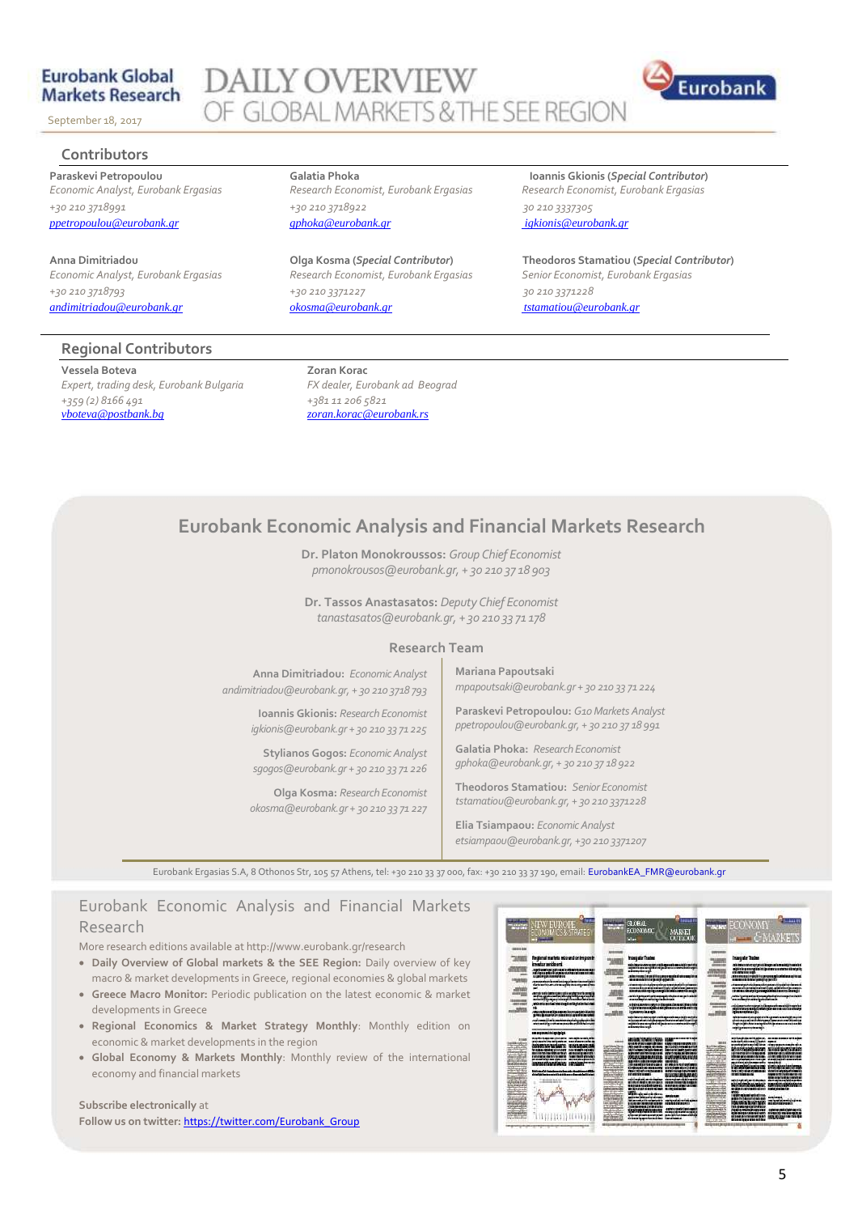## Contributors

**Paraskevi Petropoulou**
*Economic Analyst, Eurobank Ergasias*
*+30 210 3718991*
*ppetropoulou@eurobank.gr*

**Galatia Phoka**
*Research Economist, Eurobank Ergasias*
*+30 210 3718922*
*gphoka@eurobank.gr*

**Ioannis Gkionis (*Special Contributor*)**
*Research Economist, Eurobank Ergasias*
*30 210 3337305*
*igkionis@eurobank.gr*

**Anna Dimitriadou**
*Economic Analyst, Eurobank Ergasias*
*+30 210 3718793*
*andimitriadou@eurobank.gr*

**Olga Kosma (*Special Contributor*)**
*Research Economist, Eurobank Ergasias*
*+30 210 3371227*
*okosma@eurobank.gr*

**Theodoros Stamatiou (*Special Contributor*)**
*Senior Economist, Eurobank Ergasias*
*30 210 3371228*
*tstamatiou@eurobank.gr*

## Regional Contributors

**Vessela Boteva**
*Expert, trading desk, Eurobank Bulgaria*
*+359 (2) 8166 491*
*vboteva@postbank.bg*

**Zoran Korac**
*FX dealer, Eurobank ad Beograd*
*+381 11 206 5821*
*zoran.korac@eurobank.rs*

## Eurobank Economic Analysis and Financial Markets Research

**Dr. Platon Monokroussos:** *Group Chief Economist*
*pmonokrousos@eurobank.gr, + 30 210 37 18 903*

**Dr. Tassos Anastasatos:** *Deputy Chief Economist*
*tanastasatos@eurobank.gr, + 30 210 33 71 178*

### Research Team

**Anna Dimitriadou:** *Economic Analyst*
*andimitriadou@eurobank.gr, + 30 210 3718 793*

**Ioannis Gkionis:** *Research Economist*
*igkionis@eurobank.gr + 30 210 33 71 225*

**Stylianos Gogos:** *Economic Analyst*
*sgogos@eurobank.gr + 30 210 33 71 226*

**Olga Kosma:** *Research Economist*
*okosma@eurobank.gr + 30 210 33 71 227*

**Mariana Papoutsaki**
*mpapoutsaki@eurobank.gr + 30 210 33 71 224*

**Paraskevi Petropoulou:** *G10 Markets Analyst*
*ppetropoulou@eurobank.gr, + 30 210 37 18 991*

**Galatia Phoka:** *Research Economist*
*gphoka@eurobank.gr, + 30 210 37 18 922*

**Theodoros Stamatiou:** *Senior Economist*
*tstamatiou@eurobank.gr, + 30 210 3371228*

**Elia Tsiampaou:** *Economic Analyst*
*etsiampaou@eurobank.gr, +30 210 3371207*

Eurobank Ergasias S.A, 8 Othonos Str, 105 57 Athens, tel: +30 210 33 37 000, fax: +30 210 33 37 190, email: EurobankEA_FMR@eurobank.gr

## Eurobank Economic Analysis and Financial Markets Research

More research editions available at http://www.eurobank.gr/research

- **Daily Overview of Global markets & the SEE Region:** Daily overview of key macro & market developments in Greece, regional economies & global markets
- **Greece Macro Monitor:** Periodic publication on the latest economic & market developments in Greece
- **Regional Economics & Market Strategy Monthly**: Monthly edition on economic & market developments in the region
- **Global Economy & Markets Monthly**: Monthly review of the international economy and financial markets

**Subscribe electronically** at

**Follow us on twitter:** https://twitter.com/Eurobank_Group